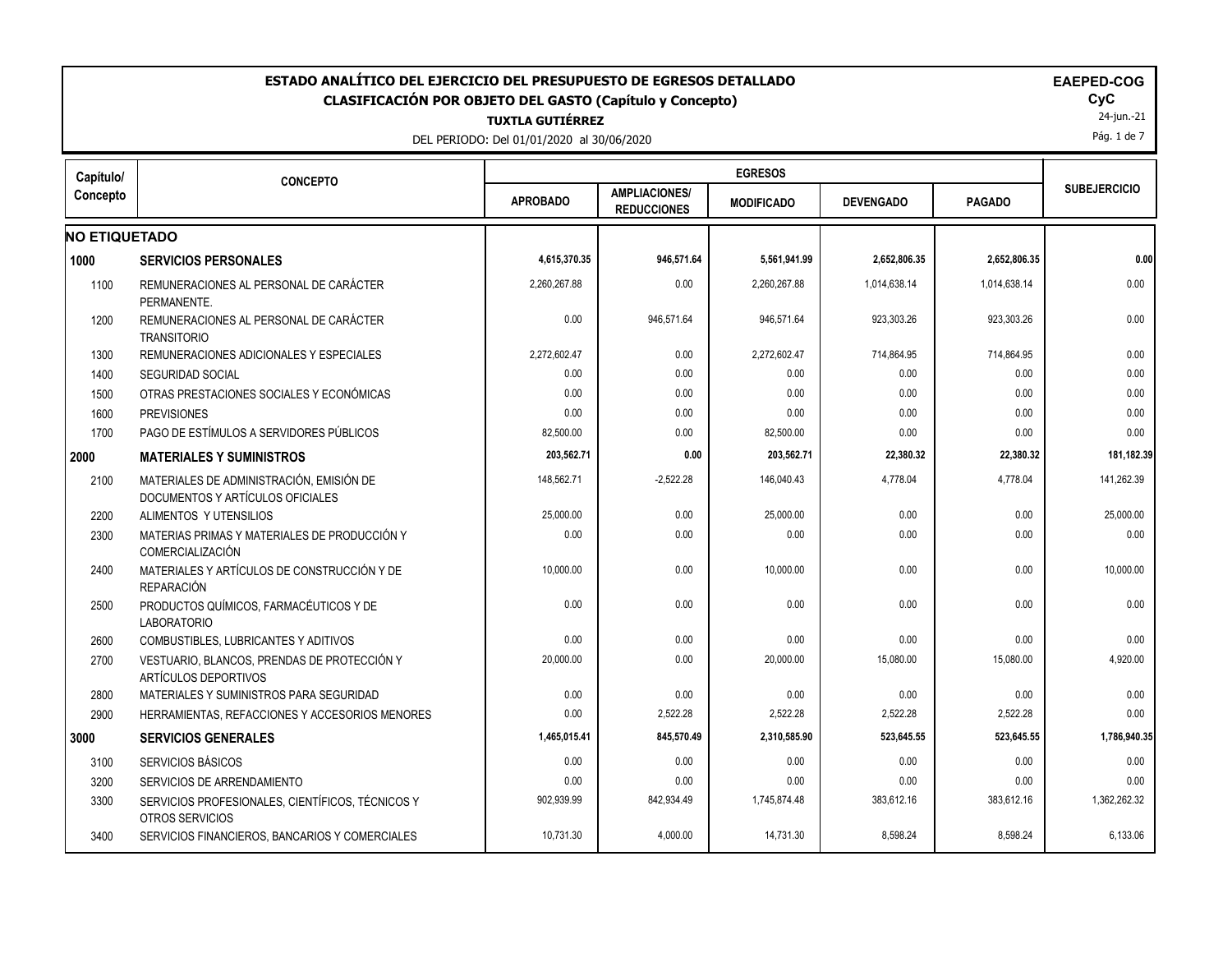# ESTADO ANALÍTICO DEL EJERCICIO DEL PRESUPUESTO DE EGRESOS DETALLADO

## CLASIFICACIÓN POR OBJETO DEL GASTO (Capítulo y Concepto)

**TUXTLA GUTIÉRREZ**

DEL PERIODO: Del 01/01/2020 al 30/06/2020

**EAPED-COG**
**CyC**
24-jun.-21

| Capítulo/ Concepto | CONCEPTO | EGRESOS | | | | | SUBEJERCICIO |
|---|---|---|---|---|---|---|---|
| | | APROBADO | AMPLIACIONES/ REDUCCIONES | MODIFICADO | DEVENGADO | PAGADO | |
| **NO ETIQUETADO** | | | | | | | |
| **1000** | **SERVICIOS PERSONALES** | **4,615,370.35** | **946,571.64** | **5,561,941.99** | **2,652,806.35** | **2,652,806.35** | **0.00** |
| 1100 | REMUNERACIONES AL PERSONAL DE CARÁCTER PERMANENTE. | 2,260,267.88 | 0.00 | 2,260,267.88 | 1,014,638.14 | 1,014,638.14 | 0.00 |
| 1200 | REMUNERACIONES AL PERSONAL DE CARÁCTER TRANSITORIO | 0.00 | 946,571.64 | 946,571.64 | 923,303.26 | 923,303.26 | 0.00 |
| 1300 | REMUNERACIONES ADICIONALES Y ESPECIALES | 2,272,602.47 | 0.00 | 2,272,602.47 | 714,864.95 | 714,864.95 | 0.00 |
| 1400 | SEGURIDAD SOCIAL | 0.00 | 0.00 | 0.00 | 0.00 | 0.00 | 0.00 |
| 1500 | OTRAS PRESTACIONES SOCIALES Y ECONÓMICAS | 0.00 | 0.00 | 0.00 | 0.00 | 0.00 | 0.00 |
| 1600 | PREVISIONES | 0.00 | 0.00 | 0.00 | 0.00 | 0.00 | 0.00 |
| 1700 | PAGO DE ESTÍMULOS A SERVIDORES PÚBLICOS | 82,500.00 | 0.00 | 82,500.00 | 0.00 | 0.00 | 0.00 |
| **2000** | **MATERIALES Y SUMINISTROS** | **203,562.71** | **0.00** | **203,562.71** | **22,380.32** | **22,380.32** | **181,182.39** |
| 2100 | MATERIALES DE ADMINISTRACIÓN, EMISIÓN DE DOCUMENTOS Y ARTÍCULOS OFICIALES | 148,562.71 | -2,522.28 | 146,040.43 | 4,778.04 | 4,778.04 | 141,262.39 |
| 2200 | ALIMENTOS Y UTENSILIOS | 25,000.00 | 0.00 | 25,000.00 | 0.00 | 0.00 | 25,000.00 |
| 2300 | MATERIAS PRIMAS Y MATERIALES DE PRODUCCIÓN Y COMERCIALIZACIÓN | 0.00 | 0.00 | 0.00 | 0.00 | 0.00 | 0.00 |
| 2400 | MATERIALES Y ARTÍCULOS DE CONSTRUCCIÓN Y DE REPARACIÓN | 10,000.00 | 0.00 | 10,000.00 | 0.00 | 0.00 | 10,000.00 |
| 2500 | PRODUCTOS QUÍMICOS, FARMACÉUTICOS Y DE LABORATORIO | 0.00 | 0.00 | 0.00 | 0.00 | 0.00 | 0.00 |
| 2600 | COMBUSTIBLES, LUBRICANTES Y ADITIVOS | 0.00 | 0.00 | 0.00 | 0.00 | 0.00 | 0.00 |
| 2700 | VESTUARIO, BLANCOS, PRENDAS DE PROTECCIÓN Y ARTÍCULOS DEPORTIVOS | 20,000.00 | 0.00 | 20,000.00 | 15,080.00 | 15,080.00 | 4,920.00 |
| 2800 | MATERIALES Y SUMINISTROS PARA SEGURIDAD | 0.00 | 0.00 | 0.00 | 0.00 | 0.00 | 0.00 |
| 2900 | HERRAMIENTAS, REFACCIONES Y ACCESORIOS MENORES | 0.00 | 2,522.28 | 2,522.28 | 2,522.28 | 2,522.28 | 0.00 |
| **3000** | **SERVICIOS GENERALES** | **1,465,015.41** | **845,570.49** | **2,310,585.90** | **523,645.55** | **523,645.55** | **1,786,940.35** |
| 3100 | SERVICIOS BÁSICOS | 0.00 | 0.00 | 0.00 | 0.00 | 0.00 | 0.00 |
| 3200 | SERVICIOS DE ARRENDAMIENTO | 0.00 | 0.00 | 0.00 | 0.00 | 0.00 | 0.00 |
| 3300 | SERVICIOS PROFESIONALES, CIENTÍFICOS, TÉCNICOS Y OTROS SERVICIOS | 902,939.99 | 842,934.49 | 1,745,874.48 | 383,612.16 | 383,612.16 | 1,362,262.32 |
| 3400 | SERVICIOS FINANCIEROS, BANCARIOS Y COMERCIALES | 10,731.30 | 4,000.00 | 14,731.30 | 8,598.24 | 8,598.24 | 6,133.06 |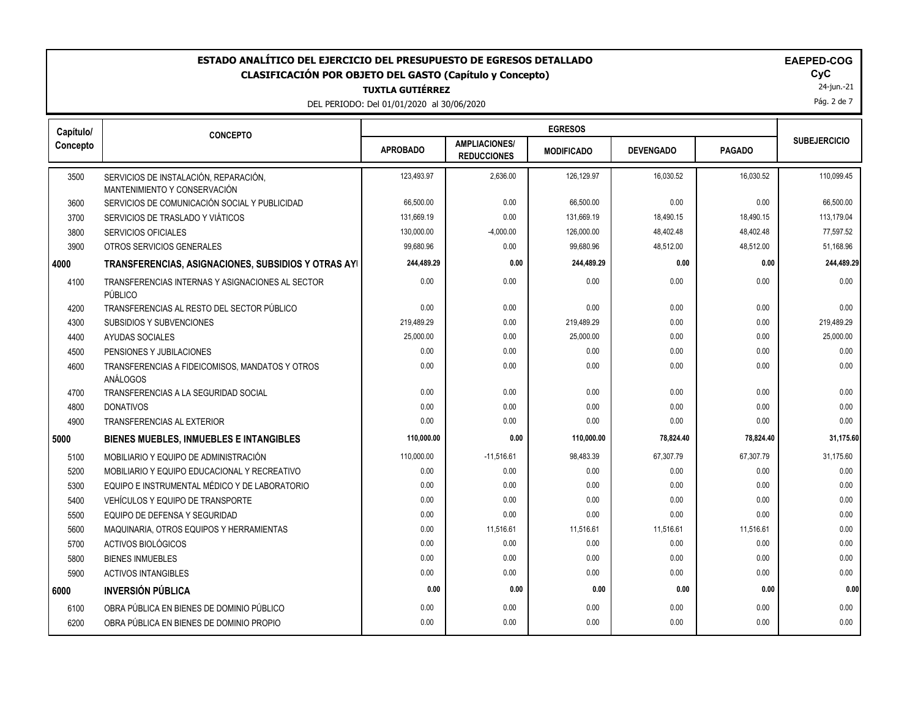# ESTADO ANALÍTICO DEL EJERCICIO DEL PRESUPUESTO DE EGRESOS DETALLADO

## CLASIFICACIÓN POR OBJETO DEL GASTO (Capítulo y Concepto)

**TUXTLA GUTIÉRREZ**

DEL PERIODO: Del 01/01/2020 al 30/06/2020

**EAEPED-COG**
**CyC**
24-jun.-21

| Capítulo/ Concepto | CONCEPTO | EGRESOS | | | | | SUBEJERCICIO |
|---|---|---|---|---|---|---|---|
| | | APROBADO | AMPLIACIONES/ REDUCCIONES | MODIFICADO | DEVENGADO | PAGADO | |
| 3500 | SERVICIOS DE INSTALACIÓN, REPARACIÓN, MANTENIMIENTO Y CONSERVACIÓN | 123,493.97 | 2,636.00 | 126,129.97 | 16,030.52 | 16,030.52 | 110,099.45 |
| 3600 | SERVICIOS DE COMUNICACIÓN SOCIAL Y PUBLICIDAD | 66,500.00 | 0.00 | 66,500.00 | 0.00 | 0.00 | 66,500.00 |
| 3700 | SERVICIOS DE TRASLADO Y VIÁTICOS | 131,669.19 | 0.00 | 131,669.19 | 18,490.15 | 18,490.15 | 113,179.04 |
| 3800 | SERVICIOS OFICIALES | 130,000.00 | -4,000.00 | 126,000.00 | 48,402.48 | 48,402.48 | 77,597.52 |
| 3900 | OTROS SERVICIOS GENERALES | 99,680.96 | 0.00 | 99,680.96 | 48,512.00 | 48,512.00 | 51,168.96 |
| **4000** | **TRANSFERENCIAS, ASIGNACIONES, SUBSIDIOS Y OTRAS AYI** | **244,489.29** | **0.00** | **244,489.29** | **0.00** | **0.00** | **244,489.29** |
| 4100 | TRANSFERENCIAS INTERNAS Y ASIGNACIONES AL SECTOR PÚBLICO | 0.00 | 0.00 | 0.00 | 0.00 | 0.00 | 0.00 |
| 4200 | TRANSFERENCIAS AL RESTO DEL SECTOR PÚBLICO | 0.00 | 0.00 | 0.00 | 0.00 | 0.00 | 0.00 |
| 4300 | SUBSIDIOS Y SUBVENCIONES | 219,489.29 | 0.00 | 219,489.29 | 0.00 | 0.00 | 219,489.29 |
| 4400 | AYUDAS SOCIALES | 25,000.00 | 0.00 | 25,000.00 | 0.00 | 0.00 | 25,000.00 |
| 4500 | PENSIONES Y JUBILACIONES | 0.00 | 0.00 | 0.00 | 0.00 | 0.00 | 0.00 |
| 4600 | TRANSFERENCIAS A FIDEICOMISOS, MANDATOS Y OTROS ANÁLOGOS | 0.00 | 0.00 | 0.00 | 0.00 | 0.00 | 0.00 |
| 4700 | TRANSFERENCIAS A LA SEGURIDAD SOCIAL | 0.00 | 0.00 | 0.00 | 0.00 | 0.00 | 0.00 |
| 4800 | DONATIVOS | 0.00 | 0.00 | 0.00 | 0.00 | 0.00 | 0.00 |
| 4900 | TRANSFERENCIAS AL EXTERIOR | 0.00 | 0.00 | 0.00 | 0.00 | 0.00 | 0.00 |
| **5000** | **BIENES MUEBLES, INMUEBLES E INTANGIBLES** | **110,000.00** | **0.00** | **110,000.00** | **78,824.40** | **78,824.40** | **31,175.60** |
| 5100 | MOBILIARIO Y EQUIPO DE ADMINISTRACIÓN | 110,000.00 | -11,516.61 | 98,483.39 | 67,307.79 | 67,307.79 | 31,175.60 |
| 5200 | MOBILIARIO Y EQUIPO EDUCACIONAL Y RECREATIVO | 0.00 | 0.00 | 0.00 | 0.00 | 0.00 | 0.00 |
| 5300 | EQUIPO E INSTRUMENTAL MÉDICO Y DE LABORATORIO | 0.00 | 0.00 | 0.00 | 0.00 | 0.00 | 0.00 |
| 5400 | VEHÍCULOS Y EQUIPO DE TRANSPORTE | 0.00 | 0.00 | 0.00 | 0.00 | 0.00 | 0.00 |
| 5500 | EQUIPO DE DEFENSA Y SEGURIDAD | 0.00 | 0.00 | 0.00 | 0.00 | 0.00 | 0.00 |
| 5600 | MAQUINARIA, OTROS EQUIPOS Y HERRAMIENTAS | 0.00 | 11,516.61 | 11,516.61 | 11,516.61 | 11,516.61 | 0.00 |
| 5700 | ACTIVOS BIOLÓGICOS | 0.00 | 0.00 | 0.00 | 0.00 | 0.00 | 0.00 |
| 5800 | BIENES INMUEBLES | 0.00 | 0.00 | 0.00 | 0.00 | 0.00 | 0.00 |
| 5900 | ACTIVOS INTANGIBLES | 0.00 | 0.00 | 0.00 | 0.00 | 0.00 | 0.00 |
| **6000** | **INVERSIÓN PÚBLICA** | **0.00** | **0.00** | **0.00** | **0.00** | **0.00** | **0.00** |
| 6100 | OBRA PÚBLICA EN BIENES DE DOMINIO PÚBLICO | 0.00 | 0.00 | 0.00 | 0.00 | 0.00 | 0.00 |
| 6200 | OBRA PÚBLICA EN BIENES DE DOMINIO PROPIO | 0.00 | 0.00 | 0.00 | 0.00 | 0.00 | 0.00 |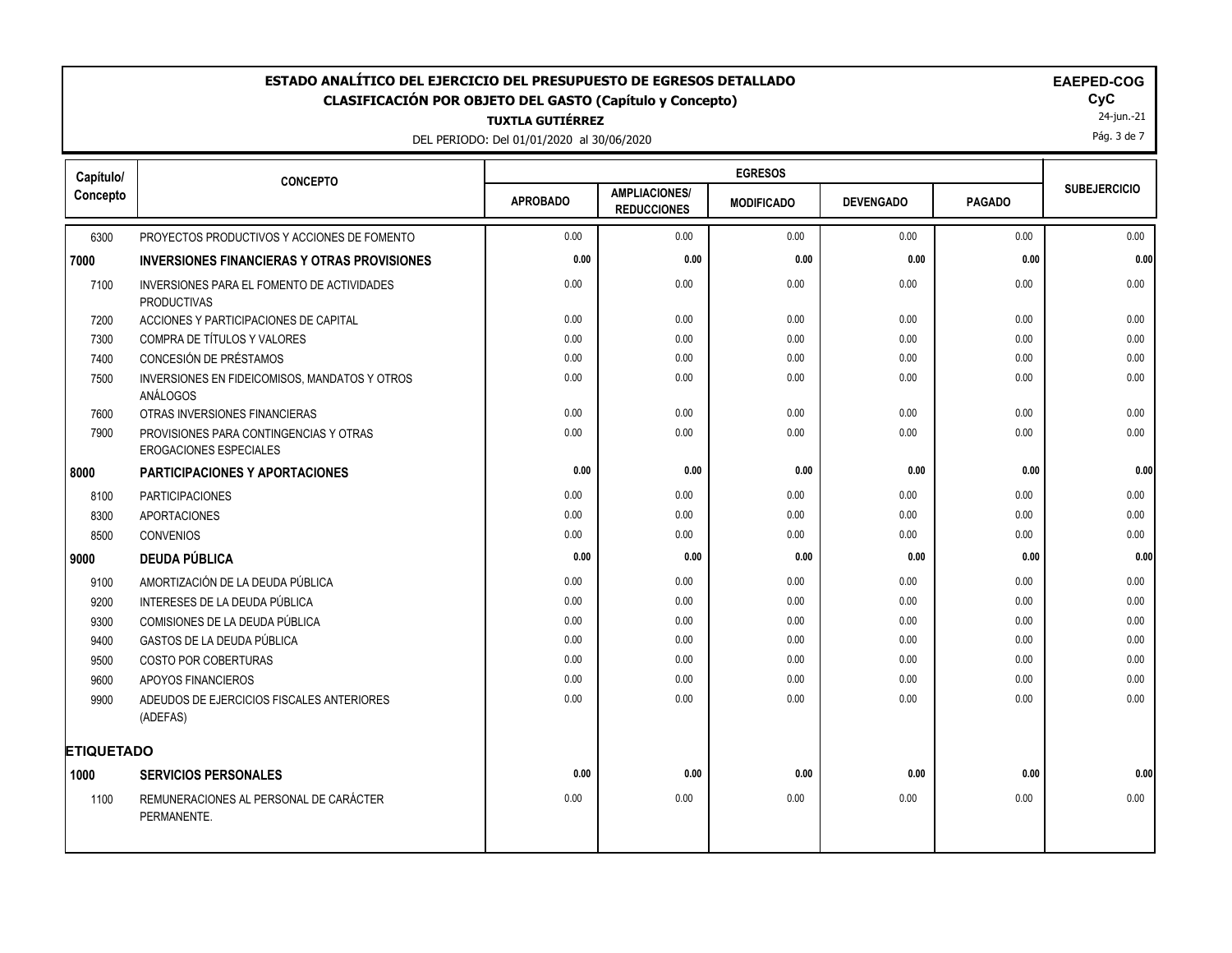# ESTADO ANALÍTICO DEL EJERCICIO DEL PRESUPUESTO DE EGRESOS DETALLADO

## CLASIFICACIÓN POR OBJETO DEL GASTO (Capítulo y Concepto)

**TUXTLA GUTIÉRREZ**

DEL PERIODO: Del 01/01/2020 al 30/06/2020

**EAPED-COG**
**CyC**
24-jun.-21

| Capítulo/ Concepto | CONCEPTO | EGRESOS | | | | | SUBEJERCICIO |
|---|---|---|---|---|---|---|---|
| | | APROBADO | AMPLIACIONES/ REDUCCIONES | MODIFICADO | DEVENGADO | PAGADO | |
| 6300 | PROYECTOS PRODUCTIVOS Y ACCIONES DE FOMENTO | 0.00 | 0.00 | 0.00 | 0.00 | 0.00 | 0.00 |
| **7000** | **INVERSIONES FINANCIERAS Y OTRAS PROVISIONES** | **0.00** | **0.00** | **0.00** | **0.00** | **0.00** | **0.00** |
| 7100 | INVERSIONES PARA EL FOMENTO DE ACTIVIDADES PRODUCTIVAS | 0.00 | 0.00 | 0.00 | 0.00 | 0.00 | 0.00 |
| 7200 | ACCIONES Y PARTICIPACIONES DE CAPITAL | 0.00 | 0.00 | 0.00 | 0.00 | 0.00 | 0.00 |
| 7300 | COMPRA DE TÍTULOS Y VALORES | 0.00 | 0.00 | 0.00 | 0.00 | 0.00 | 0.00 |
| 7400 | CONCESIÓN DE PRÉSTAMOS | 0.00 | 0.00 | 0.00 | 0.00 | 0.00 | 0.00 |
| 7500 | INVERSIONES EN FIDEICOMISOS, MANDATOS Y OTROS ANÁLOGOS | 0.00 | 0.00 | 0.00 | 0.00 | 0.00 | 0.00 |
| 7600 | OTRAS INVERSIONES FINANCIERAS | 0.00 | 0.00 | 0.00 | 0.00 | 0.00 | 0.00 |
| 7900 | PROVISIONES PARA CONTINGENCIAS Y OTRAS EROGACIONES ESPECIALES | 0.00 | 0.00 | 0.00 | 0.00 | 0.00 | 0.00 |
| **8000** | **PARTICIPACIONES Y APORTACIONES** | **0.00** | **0.00** | **0.00** | **0.00** | **0.00** | **0.00** |
| 8100 | PARTICIPACIONES | 0.00 | 0.00 | 0.00 | 0.00 | 0.00 | 0.00 |
| 8300 | APORTACIONES | 0.00 | 0.00 | 0.00 | 0.00 | 0.00 | 0.00 |
| 8500 | CONVENIOS | 0.00 | 0.00 | 0.00 | 0.00 | 0.00 | 0.00 |
| **9000** | **DEUDA PÚBLICA** | **0.00** | **0.00** | **0.00** | **0.00** | **0.00** | **0.00** |
| 9100 | AMORTIZACIÓN DE LA DEUDA PÚBLICA | 0.00 | 0.00 | 0.00 | 0.00 | 0.00 | 0.00 |
| 9200 | INTERESES DE LA DEUDA PÚBLICA | 0.00 | 0.00 | 0.00 | 0.00 | 0.00 | 0.00 |
| 9300 | COMISIONES DE LA DEUDA PÚBLICA | 0.00 | 0.00 | 0.00 | 0.00 | 0.00 | 0.00 |
| 9400 | GASTOS DE LA DEUDA PÚBLICA | 0.00 | 0.00 | 0.00 | 0.00 | 0.00 | 0.00 |
| 9500 | COSTO POR COBERTURAS | 0.00 | 0.00 | 0.00 | 0.00 | 0.00 | 0.00 |
| 9600 | APOYOS FINANCIEROS | 0.00 | 0.00 | 0.00 | 0.00 | 0.00 | 0.00 |
| 9900 | ADEUDOS DE EJERCICIOS FISCALES ANTERIORES (ADEFAS) | 0.00 | 0.00 | 0.00 | 0.00 | 0.00 | 0.00 |
| **ETIQUETADO** | | | | | | | |
| **1000** | **SERVICIOS PERSONALES** | **0.00** | **0.00** | **0.00** | **0.00** | **0.00** | **0.00** |
| 1100 | REMUNERACIONES AL PERSONAL DE CARÁCTER PERMANENTE. | 0.00 | 0.00 | 0.00 | 0.00 | 0.00 | 0.00 |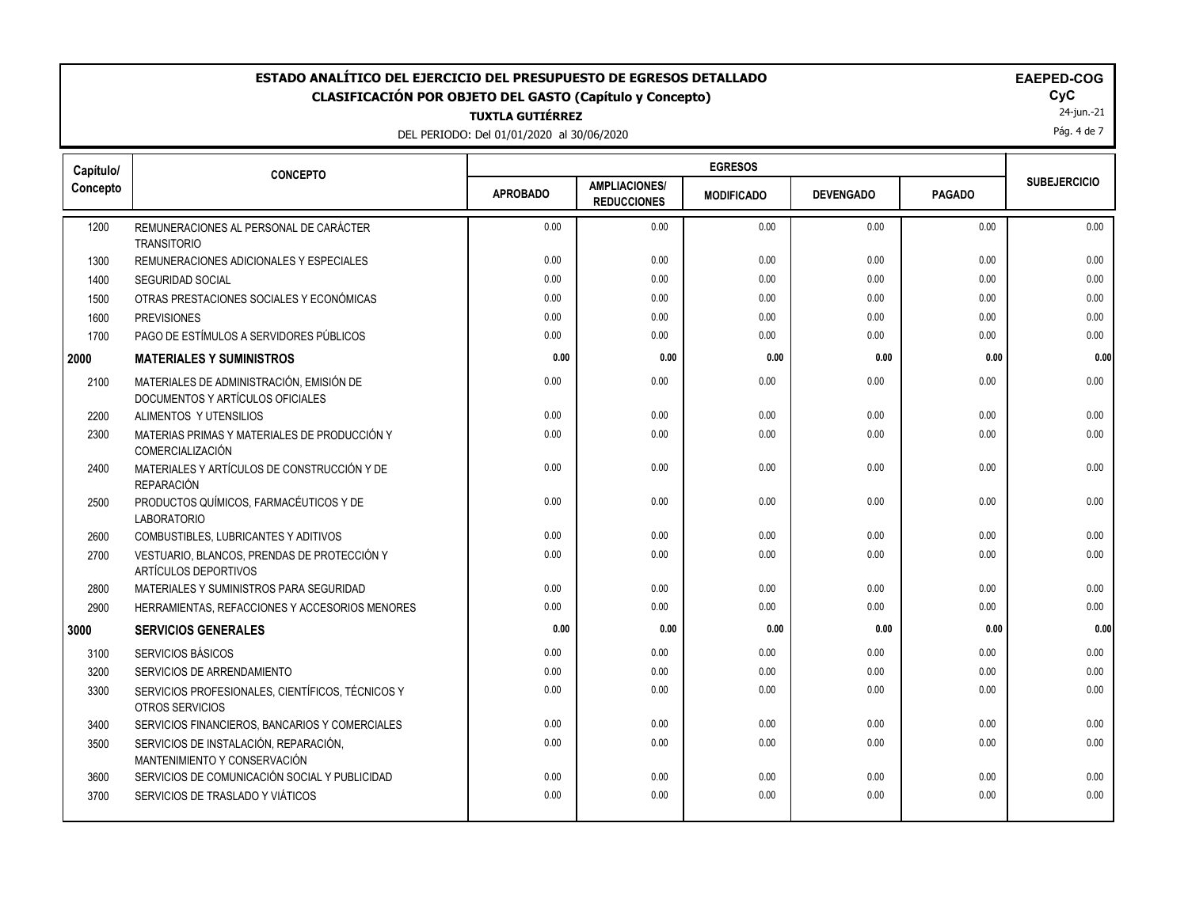# ESTADO ANALÍTICO DEL EJERCICIO DEL PRESUPUESTO DE EGRESOS DETALLADO

## CLASIFICACIÓN POR OBJETO DEL GASTO (Capítulo y Concepto)

**TUXTLA GUTIÉRREZ**

DEL PERIODO: Del 01/01/2020 al 30/06/2020

**EAPED-COG**
**CyC**
24-jun.-21

| Capítulo/ Concepto | CONCEPTO | EGRESOS | | | | | SUBEJERCICIO |
|---|---|---|---|---|---|---|---|
| | | APROBADO | AMPLIACIONES/ REDUCCIONES | MODIFICADO | DEVENGADO | PAGADO | |
| 1200 | REMUNERACIONES AL PERSONAL DE CARÁCTER TRANSITORIO | 0.00 | 0.00 | 0.00 | 0.00 | 0.00 | 0.00 |
| 1300 | REMUNERACIONES ADICIONALES Y ESPECIALES | 0.00 | 0.00 | 0.00 | 0.00 | 0.00 | 0.00 |
| 1400 | SEGURIDAD SOCIAL | 0.00 | 0.00 | 0.00 | 0.00 | 0.00 | 0.00 |
| 1500 | OTRAS PRESTACIONES SOCIALES Y ECONÓMICAS | 0.00 | 0.00 | 0.00 | 0.00 | 0.00 | 0.00 |
| 1600 | PREVISIONES | 0.00 | 0.00 | 0.00 | 0.00 | 0.00 | 0.00 |
| 1700 | PAGO DE ESTÍMULOS A SERVIDORES PÚBLICOS | 0.00 | 0.00 | 0.00 | 0.00 | 0.00 | 0.00 |
| **2000** | **MATERIALES Y SUMINISTROS** | **0.00** | **0.00** | **0.00** | **0.00** | **0.00** | **0.00** |
| 2100 | MATERIALES DE ADMINISTRACIÓN, EMISIÓN DE DOCUMENTOS Y ARTÍCULOS OFICIALES | 0.00 | 0.00 | 0.00 | 0.00 | 0.00 | 0.00 |
| 2200 | ALIMENTOS Y UTENSILIOS | 0.00 | 0.00 | 0.00 | 0.00 | 0.00 | 0.00 |
| 2300 | MATERIAS PRIMAS Y MATERIALES DE PRODUCCIÓN Y COMERCIALIZACIÓN | 0.00 | 0.00 | 0.00 | 0.00 | 0.00 | 0.00 |
| 2400 | MATERIALES Y ARTÍCULOS DE CONSTRUCCIÓN Y DE REPARACIÓN | 0.00 | 0.00 | 0.00 | 0.00 | 0.00 | 0.00 |
| 2500 | PRODUCTOS QUÍMICOS, FARMACÉUTICOS Y DE LABORATORIO | 0.00 | 0.00 | 0.00 | 0.00 | 0.00 | 0.00 |
| 2600 | COMBUSTIBLES, LUBRICANTES Y ADITIVOS | 0.00 | 0.00 | 0.00 | 0.00 | 0.00 | 0.00 |
| 2700 | VESTUARIO, BLANCOS, PRENDAS DE PROTECCIÓN Y ARTÍCULOS DEPORTIVOS | 0.00 | 0.00 | 0.00 | 0.00 | 0.00 | 0.00 |
| 2800 | MATERIALES Y SUMINISTROS PARA SEGURIDAD | 0.00 | 0.00 | 0.00 | 0.00 | 0.00 | 0.00 |
| 2900 | HERRAMIENTAS, REFACCIONES Y ACCESORIOS MENORES | 0.00 | 0.00 | 0.00 | 0.00 | 0.00 | 0.00 |
| **3000** | **SERVICIOS GENERALES** | **0.00** | **0.00** | **0.00** | **0.00** | **0.00** | **0.00** |
| 3100 | SERVICIOS BÁSICOS | 0.00 | 0.00 | 0.00 | 0.00 | 0.00 | 0.00 |
| 3200 | SERVICIOS DE ARRENDAMIENTO | 0.00 | 0.00 | 0.00 | 0.00 | 0.00 | 0.00 |
| 3300 | SERVICIOS PROFESIONALES, CIENTÍFICOS, TÉCNICOS Y OTROS SERVICIOS | 0.00 | 0.00 | 0.00 | 0.00 | 0.00 | 0.00 |
| 3400 | SERVICIOS FINANCIEROS, BANCARIOS Y COMERCIALES | 0.00 | 0.00 | 0.00 | 0.00 | 0.00 | 0.00 |
| 3500 | SERVICIOS DE INSTALACIÓN, REPARACIÓN, MANTENIMIENTO Y CONSERVACIÓN | 0.00 | 0.00 | 0.00 | 0.00 | 0.00 | 0.00 |
| 3600 | SERVICIOS DE COMUNICACIÓN SOCIAL Y PUBLICIDAD | 0.00 | 0.00 | 0.00 | 0.00 | 0.00 | 0.00 |
| 3700 | SERVICIOS DE TRASLADO Y VIÁTICOS | 0.00 | 0.00 | 0.00 | 0.00 | 0.00 | 0.00 |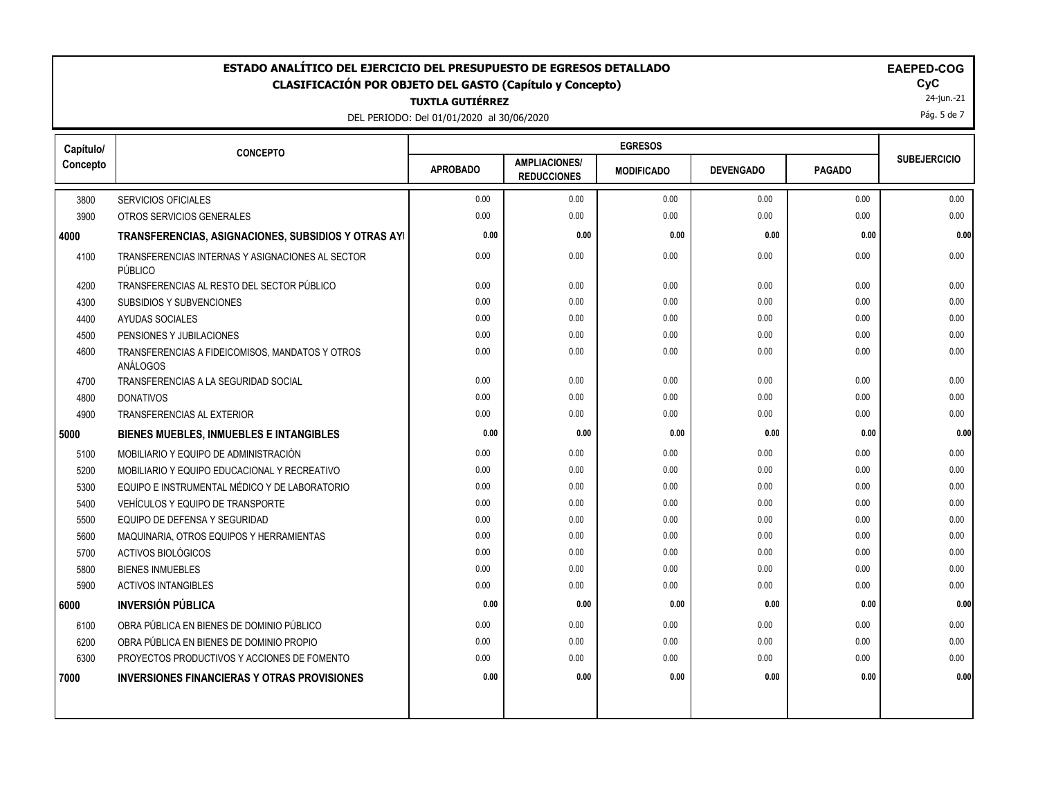# ESTADO ANALÍTICO DEL EJERCICIO DEL PRESUPUESTO DE EGRESOS DETALLADO

## CLASIFICACIÓN POR OBJETO DEL GASTO (Capítulo y Concepto)

**TUXTLA GUTIÉRREZ**

DEL PERIODO: Del 01/01/2020 al 30/06/2020

**EAPED-COG**
**CyC**
24-jun.-21

| Capítulo/ Concepto | CONCEPTO | EGRESOS | | | | | SUBEJERCICIO |
|---|---|---|---|---|---|---|---|
| | | APROBADO | AMPLIACIONES/ REDUCCIONES | MODIFICADO | DEVENGADO | PAGADO | |
| 3800 | SERVICIOS OFICIALES | 0.00 | 0.00 | 0.00 | 0.00 | 0.00 | 0.00 |
| 3900 | OTROS SERVICIOS GENERALES | 0.00 | 0.00 | 0.00 | 0.00 | 0.00 | 0.00 |
| **4000** | **TRANSFERENCIAS, ASIGNACIONES, SUBSIDIOS Y OTRAS AYI** | **0.00** | **0.00** | **0.00** | **0.00** | **0.00** | **0.00** |
| 4100 | TRANSFERENCIAS INTERNAS Y ASIGNACIONES AL SECTOR PÚBLICO | 0.00 | 0.00 | 0.00 | 0.00 | 0.00 | 0.00 |
| 4200 | TRANSFERENCIAS AL RESTO DEL SECTOR PÚBLICO | 0.00 | 0.00 | 0.00 | 0.00 | 0.00 | 0.00 |
| 4300 | SUBSIDIOS Y SUBVENCIONES | 0.00 | 0.00 | 0.00 | 0.00 | 0.00 | 0.00 |
| 4400 | AYUDAS SOCIALES | 0.00 | 0.00 | 0.00 | 0.00 | 0.00 | 0.00 |
| 4500 | PENSIONES Y JUBILACIONES | 0.00 | 0.00 | 0.00 | 0.00 | 0.00 | 0.00 |
| 4600 | TRANSFERENCIAS A FIDEICOMISOS, MANDATOS Y OTROS ANÁLOGOS | 0.00 | 0.00 | 0.00 | 0.00 | 0.00 | 0.00 |
| 4700 | TRANSFERENCIAS A LA SEGURIDAD SOCIAL | 0.00 | 0.00 | 0.00 | 0.00 | 0.00 | 0.00 |
| 4800 | DONATIVOS | 0.00 | 0.00 | 0.00 | 0.00 | 0.00 | 0.00 |
| 4900 | TRANSFERENCIAS AL EXTERIOR | 0.00 | 0.00 | 0.00 | 0.00 | 0.00 | 0.00 |
| **5000** | **BIENES MUEBLES, INMUEBLES E INTANGIBLES** | **0.00** | **0.00** | **0.00** | **0.00** | **0.00** | **0.00** |
| 5100 | MOBILIARIO Y EQUIPO DE ADMINISTRACIÓN | 0.00 | 0.00 | 0.00 | 0.00 | 0.00 | 0.00 |
| 5200 | MOBILIARIO Y EQUIPO EDUCACIONAL Y RECREATIVO | 0.00 | 0.00 | 0.00 | 0.00 | 0.00 | 0.00 |
| 5300 | EQUIPO E INSTRUMENTAL MÉDICO Y DE LABORATORIO | 0.00 | 0.00 | 0.00 | 0.00 | 0.00 | 0.00 |
| 5400 | VEHÍCULOS Y EQUIPO DE TRANSPORTE | 0.00 | 0.00 | 0.00 | 0.00 | 0.00 | 0.00 |
| 5500 | EQUIPO DE DEFENSA Y SEGURIDAD | 0.00 | 0.00 | 0.00 | 0.00 | 0.00 | 0.00 |
| 5600 | MAQUINARIA, OTROS EQUIPOS Y HERRAMIENTAS | 0.00 | 0.00 | 0.00 | 0.00 | 0.00 | 0.00 |
| 5700 | ACTIVOS BIOLÓGICOS | 0.00 | 0.00 | 0.00 | 0.00 | 0.00 | 0.00 |
| 5800 | BIENES INMUEBLES | 0.00 | 0.00 | 0.00 | 0.00 | 0.00 | 0.00 |
| 5900 | ACTIVOS INTANGIBLES | 0.00 | 0.00 | 0.00 | 0.00 | 0.00 | 0.00 |
| **6000** | **INVERSIÓN PÚBLICA** | **0.00** | **0.00** | **0.00** | **0.00** | **0.00** | **0.00** |
| 6100 | OBRA PÚBLICA EN BIENES DE DOMINIO PÚBLICO | 0.00 | 0.00 | 0.00 | 0.00 | 0.00 | 0.00 |
| 6200 | OBRA PÚBLICA EN BIENES DE DOMINIO PROPIO | 0.00 | 0.00 | 0.00 | 0.00 | 0.00 | 0.00 |
| 6300 | PROYECTOS PRODUCTIVOS Y ACCIONES DE FOMENTO | 0.00 | 0.00 | 0.00 | 0.00 | 0.00 | 0.00 |
| **7000** | **INVERSIONES FINANCIERAS Y OTRAS PROVISIONES** | **0.00** | **0.00** | **0.00** | **0.00** | **0.00** | **0.00** |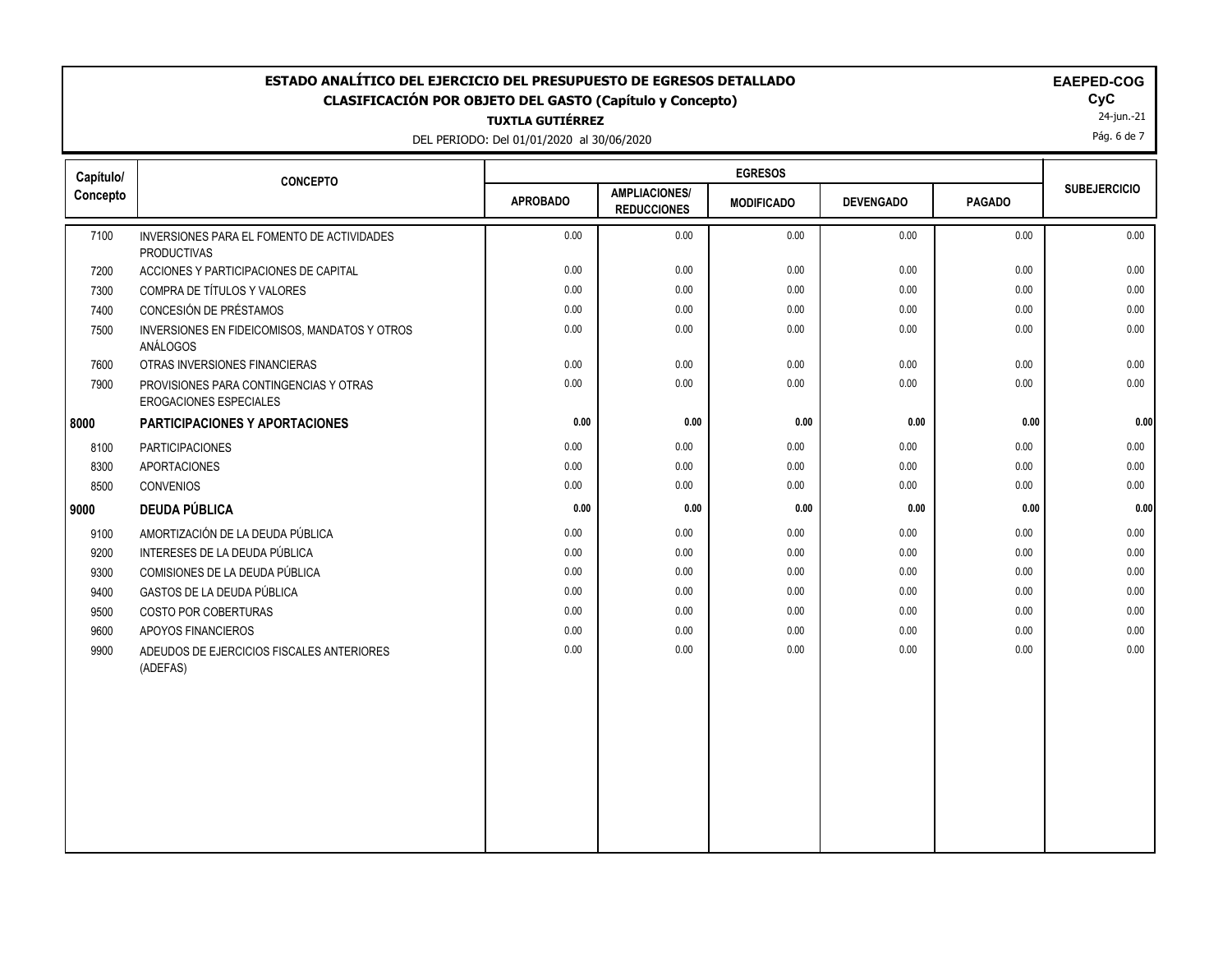# ESTADO ANALÍTICO DEL EJERCICIO DEL PRESUPUESTO DE EGRESOS DETALLADO

## CLASIFICACIÓN POR OBJETO DEL GASTO (Capítulo y Concepto)

**TUXTLA GUTIÉRREZ**

DEL PERIODO: Del 01/01/2020 al 30/06/2020

**EAEPED-COG**
**CyC**
24-jun.-21

| Capítulo/ Concepto | CONCEPTO | EGRESOS | | | | | SUBEJERCICIO |
|---|---|---|---|---|---|---|---|
| | | APROBADO | AMPLIACIONES/ REDUCCIONES | MODIFICADO | DEVENGADO | PAGADO | |
| 7100 | INVERSIONES PARA EL FOMENTO DE ACTIVIDADES PRODUCTIVAS | 0.00 | 0.00 | 0.00 | 0.00 | 0.00 | 0.00 |
| 7200 | ACCIONES Y PARTICIPACIONES DE CAPITAL | 0.00 | 0.00 | 0.00 | 0.00 | 0.00 | 0.00 |
| 7300 | COMPRA DE TÍTULOS Y VALORES | 0.00 | 0.00 | 0.00 | 0.00 | 0.00 | 0.00 |
| 7400 | CONCESIÓN DE PRÉSTAMOS | 0.00 | 0.00 | 0.00 | 0.00 | 0.00 | 0.00 |
| 7500 | INVERSIONES EN FIDEICOMISOS, MANDATOS Y OTROS ANÁLOGOS | 0.00 | 0.00 | 0.00 | 0.00 | 0.00 | 0.00 |
| 7600 | OTRAS INVERSIONES FINANCIERAS | 0.00 | 0.00 | 0.00 | 0.00 | 0.00 | 0.00 |
| 7900 | PROVISIONES PARA CONTINGENCIAS Y OTRAS EROGACIONES ESPECIALES | 0.00 | 0.00 | 0.00 | 0.00 | 0.00 | 0.00 |
| **8000** | **PARTICIPACIONES Y APORTACIONES** | **0.00** | **0.00** | **0.00** | **0.00** | **0.00** | **0.00** |
| 8100 | PARTICIPACIONES | 0.00 | 0.00 | 0.00 | 0.00 | 0.00 | 0.00 |
| 8300 | APORTACIONES | 0.00 | 0.00 | 0.00 | 0.00 | 0.00 | 0.00 |
| 8500 | CONVENIOS | 0.00 | 0.00 | 0.00 | 0.00 | 0.00 | 0.00 |
| **9000** | **DEUDA PÚBLICA** | **0.00** | **0.00** | **0.00** | **0.00** | **0.00** | **0.00** |
| 9100 | AMORTIZACIÓN DE LA DEUDA PÚBLICA | 0.00 | 0.00 | 0.00 | 0.00 | 0.00 | 0.00 |
| 9200 | INTERESES DE LA DEUDA PÚBLICA | 0.00 | 0.00 | 0.00 | 0.00 | 0.00 | 0.00 |
| 9300 | COMISIONES DE LA DEUDA PÚBLICA | 0.00 | 0.00 | 0.00 | 0.00 | 0.00 | 0.00 |
| 9400 | GASTOS DE LA DEUDA PÚBLICA | 0.00 | 0.00 | 0.00 | 0.00 | 0.00 | 0.00 |
| 9500 | COSTO POR COBERTURAS | 0.00 | 0.00 | 0.00 | 0.00 | 0.00 | 0.00 |
| 9600 | APOYOS FINANCIEROS | 0.00 | 0.00 | 0.00 | 0.00 | 0.00 | 0.00 |
| 9900 | ADEUDOS DE EJERCICIOS FISCALES ANTERIORES (ADEFAS) | 0.00 | 0.00 | 0.00 | 0.00 | 0.00 | 0.00 |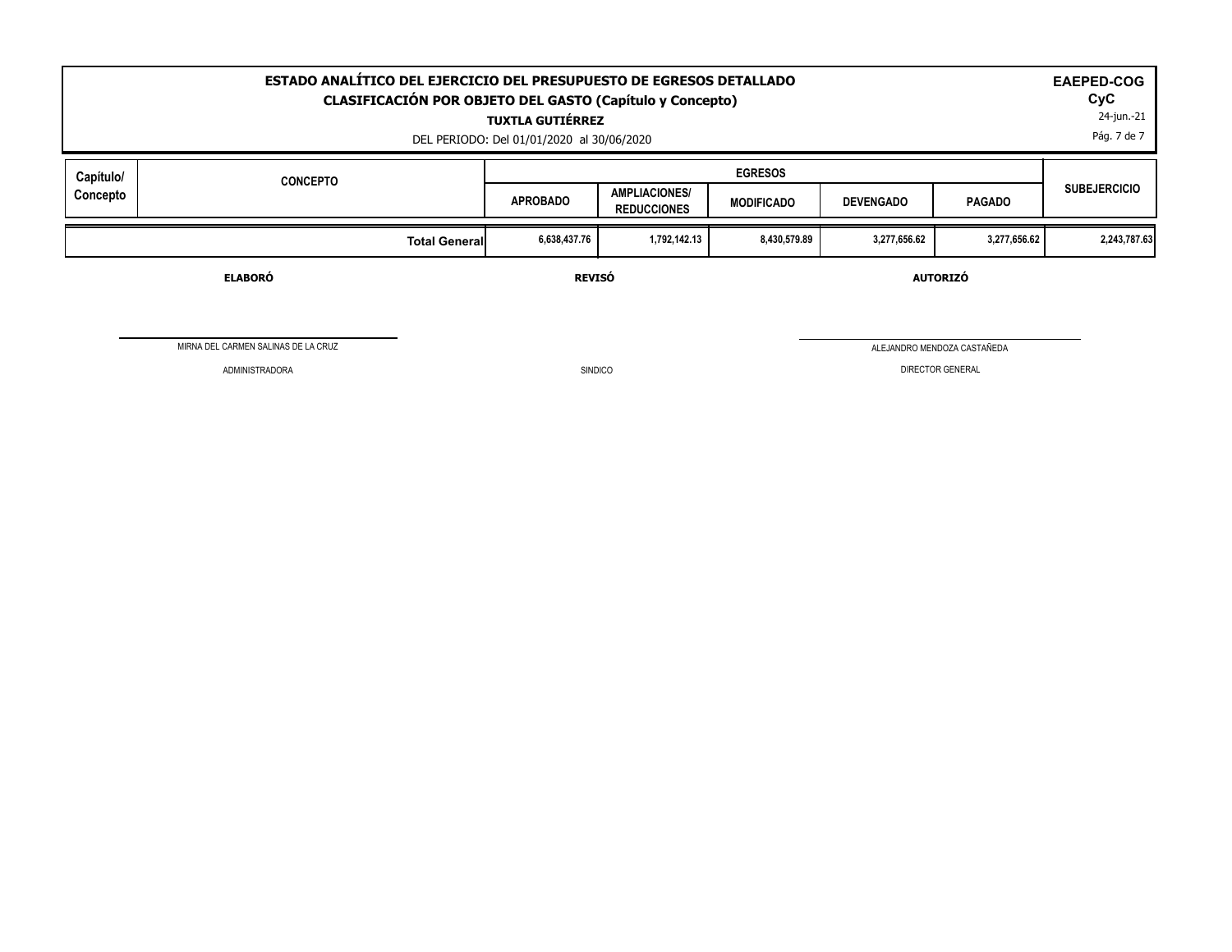# ESTADO ANALÍTICO DEL EJERCICIO DEL PRESUPUESTO DE EGRESOS DETALLADO

## CLASIFICACIÓN POR OBJETO DEL GASTO (Capítulo y Concepto)

**TUXTLA GUTIÉRREZ**

DEL PERIODO: Del 01/01/2020 al 30/06/2020

**EAEPED-COG**
**CyC**
24-jun.-21

| Capítulo/ Concepto | CONCEPTO | EGRESOS | | | | | SUBEJERCICIO |
|---|---|---|---|---|---|---|---|
| | | APROBADO | AMPLIACIONES/ REDUCCIONES | MODIFICADO | DEVENGADO | PAGADO | |
| | **Total General** | **6,638,437.76** | **1,792,142.13** | **8,430,579.89** | **3,277,656.62** | **3,277,656.62** | **2,243,787.63** |

| ELABORÓ | REVISÓ | AUTORIZÓ |
|---|---|---|
| MIRNA DEL CARMEN SALINAS DE LA CRUZ | | ALEJANDRO MENDOZA CASTAÑEDA |
| ADMINISTRADORA | SINDICO | DIRECTOR GENERAL |